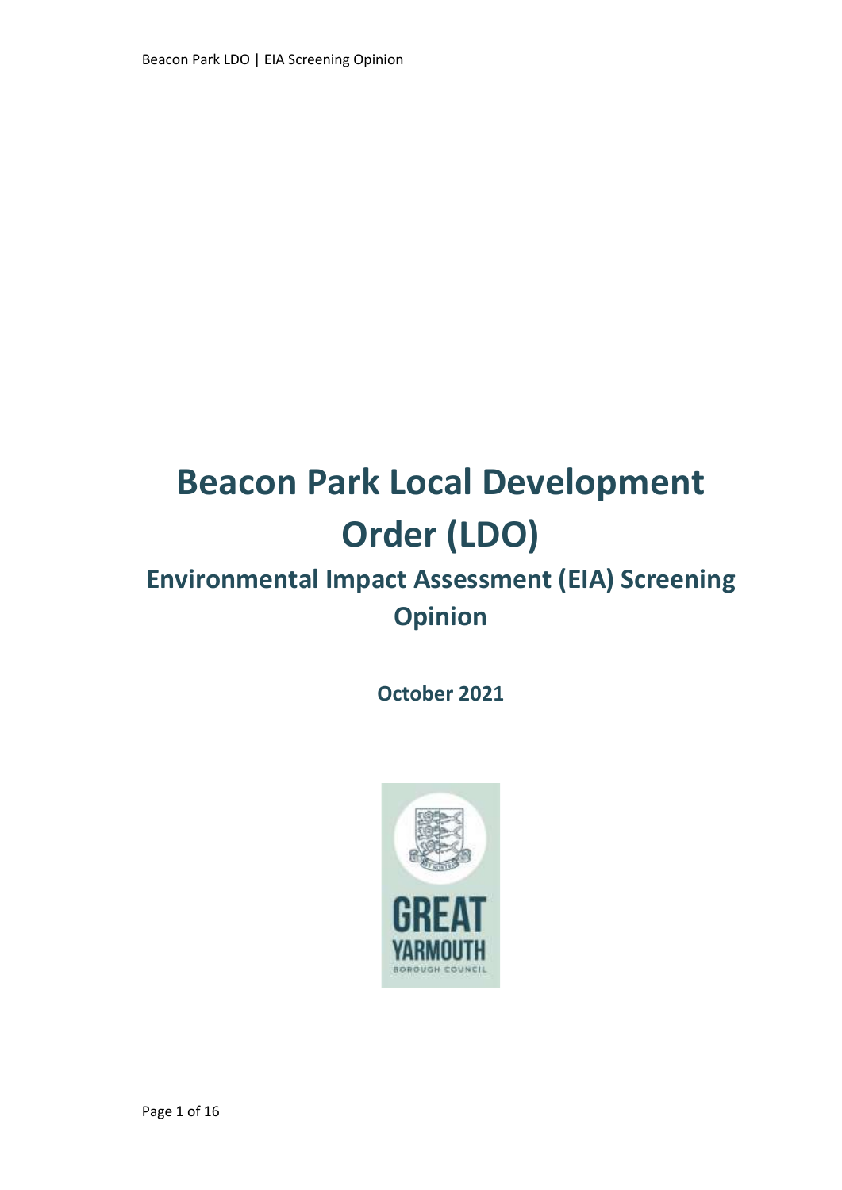# Beacon Park Local Development Order (LDO)

## Environmental Impact Assessment (EIA) Screening Opinion

**October 2021**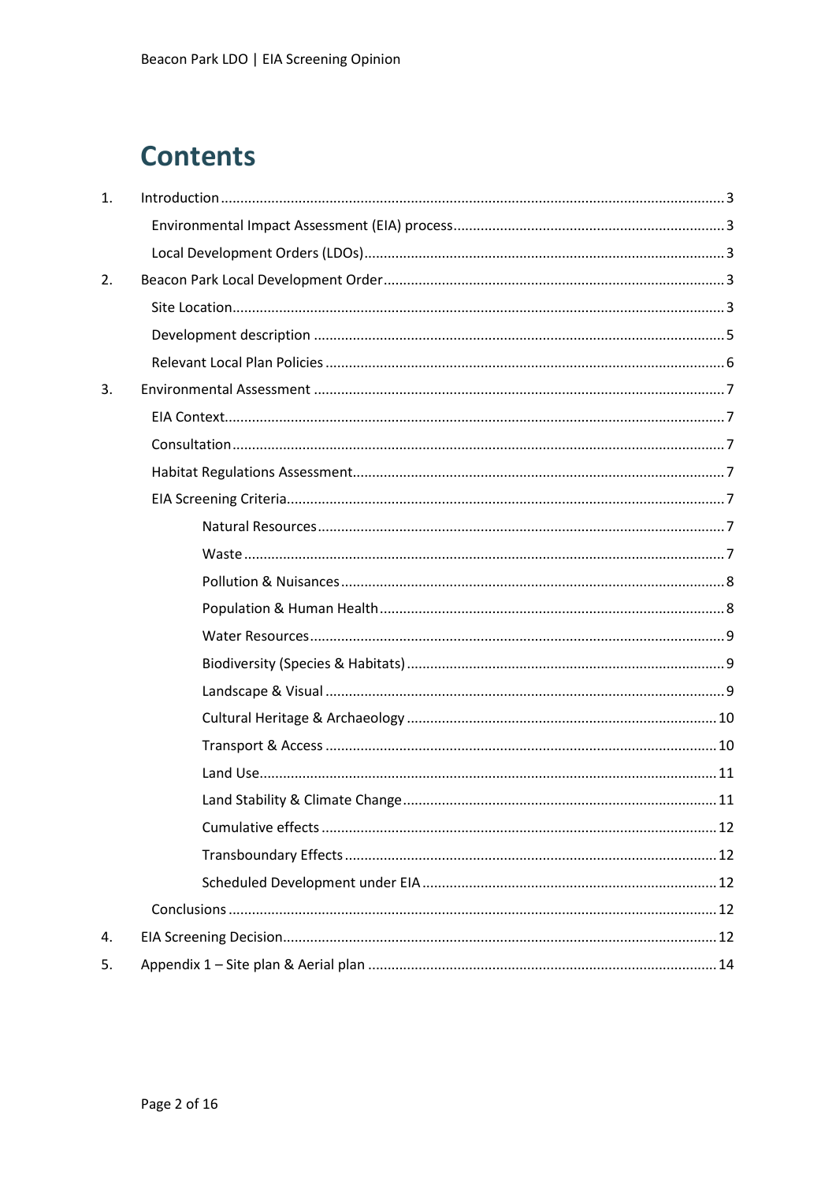# Contents

1. Introduction ........ 3
   - Environmental Impact Assessment (EIA) process ........ 3
   - Local Development Orders (LDOs) ........ 3
2. Beacon Park Local Development Order ........ 3
   - Site Location ........ 3
   - Development description ........ 5
   - Relevant Local Plan Policies ........ 6
3. Environmental Assessment ........ 7
   - EIA Context ........ 7
   - Consultation ........ 7
   - Habitat Regulations Assessment ........ 7
   - EIA Screening Criteria ........ 7
     - Natural Resources ........ 7
     - Waste ........ 7
     - Pollution & Nuisances ........ 8
     - Population & Human Health ........ 8
     - Water Resources ........ 9
     - Biodiversity (Species & Habitats) ........ 9
     - Landscape & Visual ........ 9
     - Cultural Heritage & Archaeology ........ 10
     - Transport & Access ........ 10
     - Land Use ........ 11
     - Land Stability & Climate Change ........ 11
     - Cumulative effects ........ 12
     - Transboundary Effects ........ 12
     - Scheduled Development under EIA ........ 12
   - Conclusions ........ 12
4. EIA Screening Decision ........ 12
5. Appendix 1 – Site plan & Aerial plan ........ 14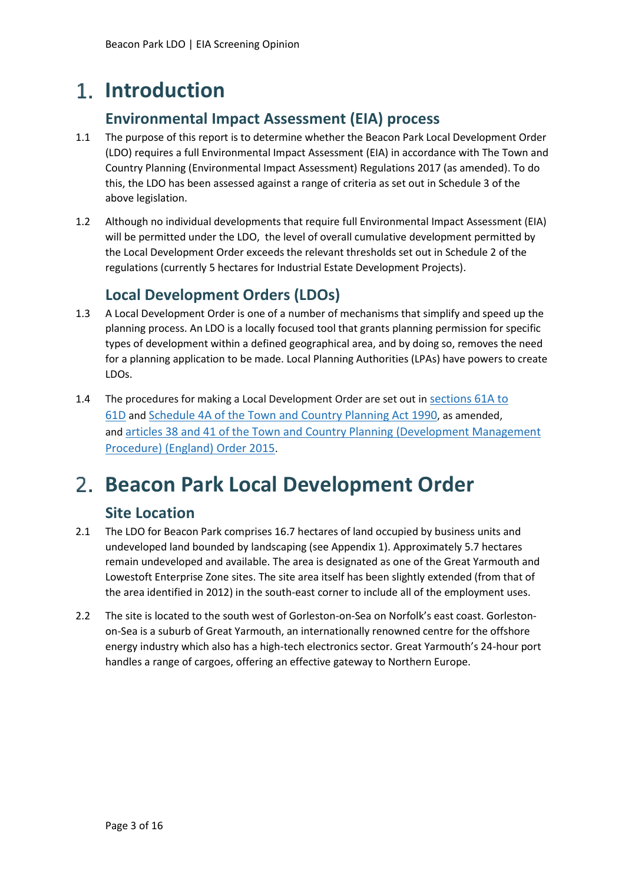# 1. Introduction

## Environmental Impact Assessment (EIA) process

1.1 The purpose of this report is to determine whether the Beacon Park Local Development Order (LDO) requires a full Environmental Impact Assessment (EIA) in accordance with The Town and Country Planning (Environmental Impact Assessment) Regulations 2017 (as amended). To do this, the LDO has been assessed against a range of criteria as set out in Schedule 3 of the above legislation.

1.2 Although no individual developments that require full Environmental Impact Assessment (EIA) will be permitted under the LDO, the level of overall cumulative development permitted by the Local Development Order exceeds the relevant thresholds set out in Schedule 2 of the regulations (currently 5 hectares for Industrial Estate Development Projects).

## Local Development Orders (LDOs)

1.3 A Local Development Order is one of a number of mechanisms that simplify and speed up the planning process. An LDO is a locally focused tool that grants planning permission for specific types of development within a defined geographical area, and by doing so, removes the need for a planning application to be made. Local Planning Authorities (LPAs) have powers to create LDOs.

1.4 The procedures for making a Local Development Order are set out in sections 61A to 61D and Schedule 4A of the Town and Country Planning Act 1990, as amended, and articles 38 and 41 of the Town and Country Planning (Development Management Procedure) (England) Order 2015.

# 2. Beacon Park Local Development Order

## Site Location

2.1 The LDO for Beacon Park comprises 16.7 hectares of land occupied by business units and undeveloped land bounded by landscaping (see Appendix 1). Approximately 5.7 hectares remain undeveloped and available. The area is designated as one of the Great Yarmouth and Lowestoft Enterprise Zone sites. The site area itself has been slightly extended (from that of the area identified in 2012) in the south-east corner to include all of the employment uses.

2.2 The site is located to the south west of Gorleston-on-Sea on Norfolk's east coast. Gorleston-on-Sea is a suburb of Great Yarmouth, an internationally renowned centre for the offshore energy industry which also has a high-tech electronics sector. Great Yarmouth's 24-hour port handles a range of cargoes, offering an effective gateway to Northern Europe.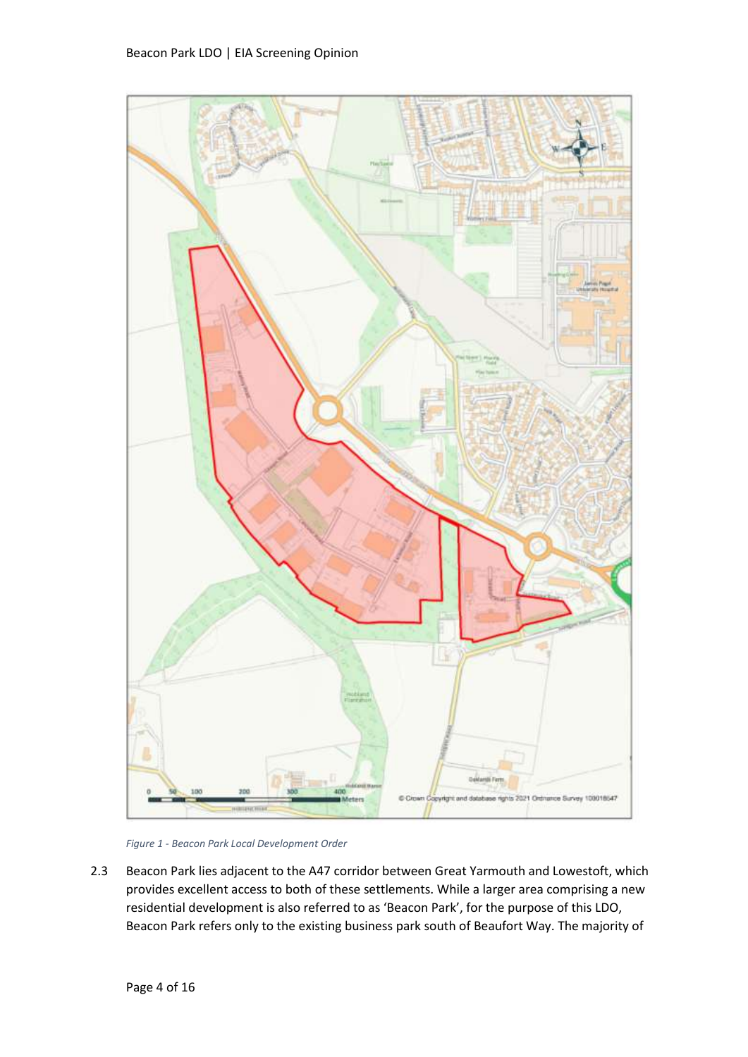*Figure 1 - Beacon Park Local Development Order*

2.3 Beacon Park lies adjacent to the A47 corridor between Great Yarmouth and Lowestoft, which provides excellent access to both of these settlements. While a larger area comprising a new residential development is also referred to as 'Beacon Park', for the purpose of this LDO, Beacon Park refers only to the existing business park south of Beaufort Way. The majority of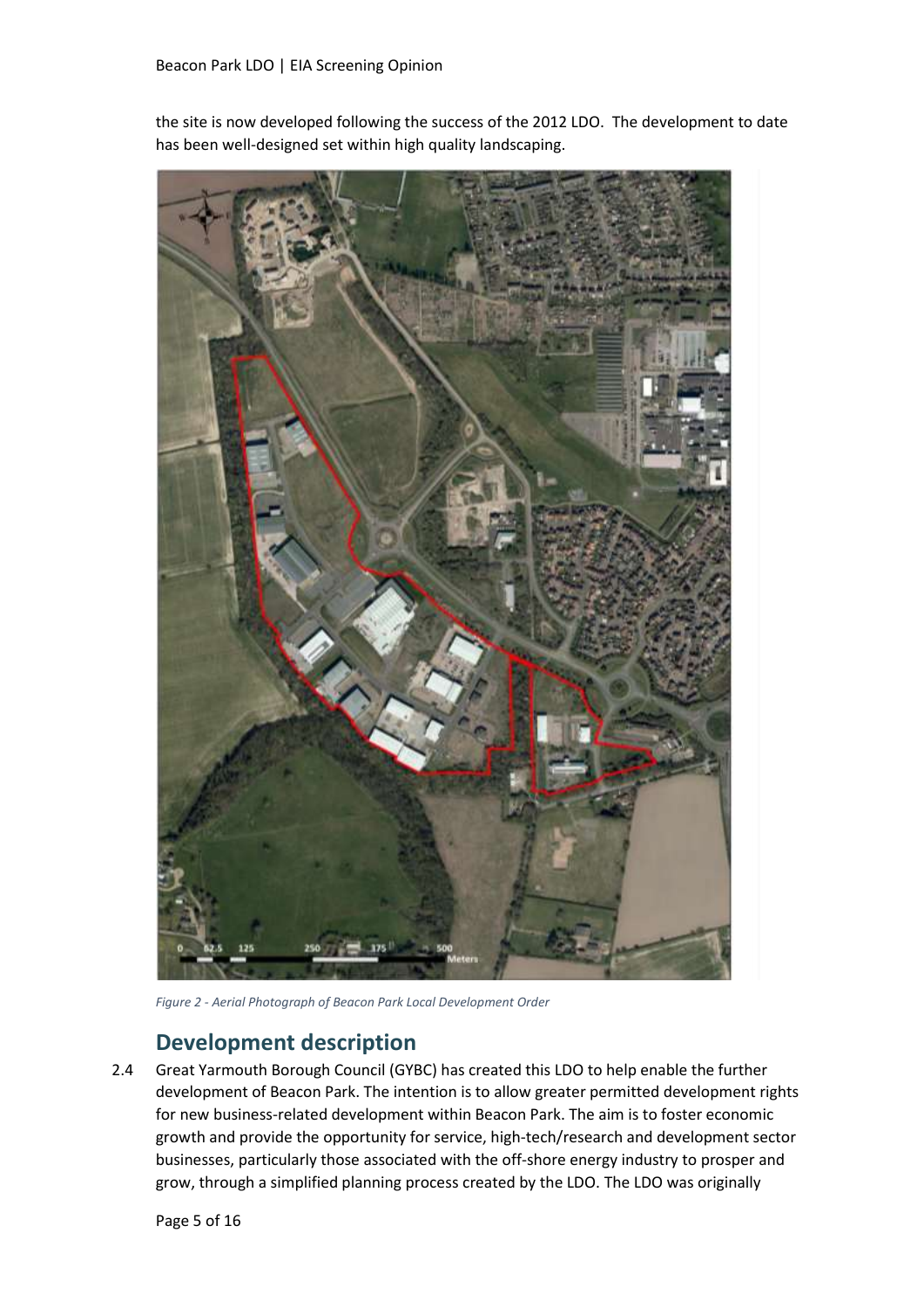the site is now developed following the success of the 2012 LDO. The development to date has been well-designed set within high quality landscaping.

*Figure 2 - Aerial Photograph of Beacon Park Local Development Order*

## Development description

2.4 Great Yarmouth Borough Council (GYBC) has created this LDO to help enable the further development of Beacon Park. The intention is to allow greater permitted development rights for new business-related development within Beacon Park. The aim is to foster economic growth and provide the opportunity for service, high-tech/research and development sector businesses, particularly those associated with the off-shore energy industry to prosper and grow, through a simplified planning process created by the LDO. The LDO was originally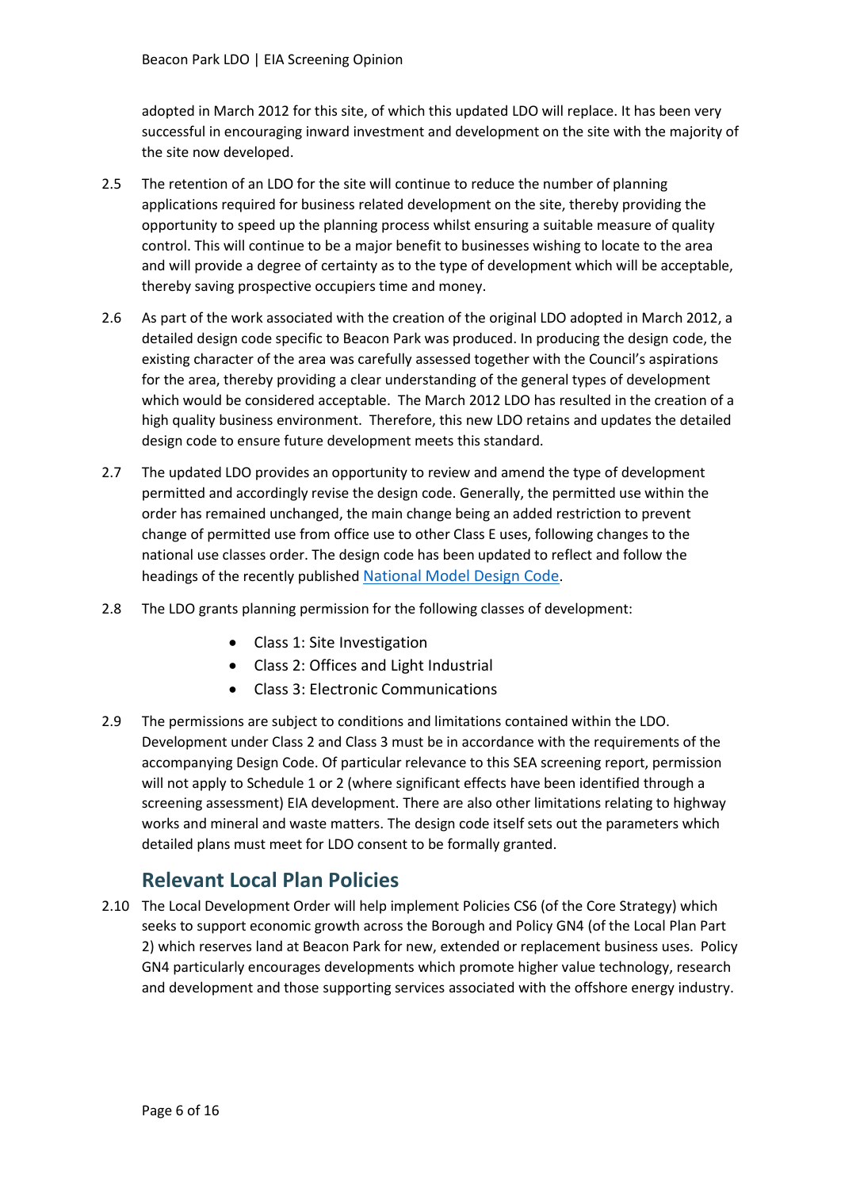adopted in March 2012 for this site, of which this updated LDO will replace. It has been very successful in encouraging inward investment and development on the site with the majority of the site now developed.

2.5 The retention of an LDO for the site will continue to reduce the number of planning applications required for business related development on the site, thereby providing the opportunity to speed up the planning process whilst ensuring a suitable measure of quality control. This will continue to be a major benefit to businesses wishing to locate to the area and will provide a degree of certainty as to the type of development which will be acceptable, thereby saving prospective occupiers time and money.

2.6 As part of the work associated with the creation of the original LDO adopted in March 2012, a detailed design code specific to Beacon Park was produced. In producing the design code, the existing character of the area was carefully assessed together with the Council's aspirations for the area, thereby providing a clear understanding of the general types of development which would be considered acceptable. The March 2012 LDO has resulted in the creation of a high quality business environment. Therefore, this new LDO retains and updates the detailed design code to ensure future development meets this standard.

2.7 The updated LDO provides an opportunity to review and amend the type of development permitted and accordingly revise the design code. Generally, the permitted use within the order has remained unchanged, the main change being an added restriction to prevent change of permitted use from office use to other Class E uses, following changes to the national use classes order. The design code has been updated to reflect and follow the headings of the recently published [National Model Design Code](National Model Design Code).

2.8 The LDO grants planning permission for the following classes of development:

- Class 1: Site Investigation
- Class 2: Offices and Light Industrial
- Class 3: Electronic Communications

2.9 The permissions are subject to conditions and limitations contained within the LDO. Development under Class 2 and Class 3 must be in accordance with the requirements of the accompanying Design Code. Of particular relevance to this SEA screening report, permission will not apply to Schedule 1 or 2 (where significant effects have been identified through a screening assessment) EIA development. There are also other limitations relating to highway works and mineral and waste matters. The design code itself sets out the parameters which detailed plans must meet for LDO consent to be formally granted.

## Relevant Local Plan Policies

2.10 The Local Development Order will help implement Policies CS6 (of the Core Strategy) which seeks to support economic growth across the Borough and Policy GN4 (of the Local Plan Part 2) which reserves land at Beacon Park for new, extended or replacement business uses. Policy GN4 particularly encourages developments which promote higher value technology, research and development and those supporting services associated with the offshore energy industry.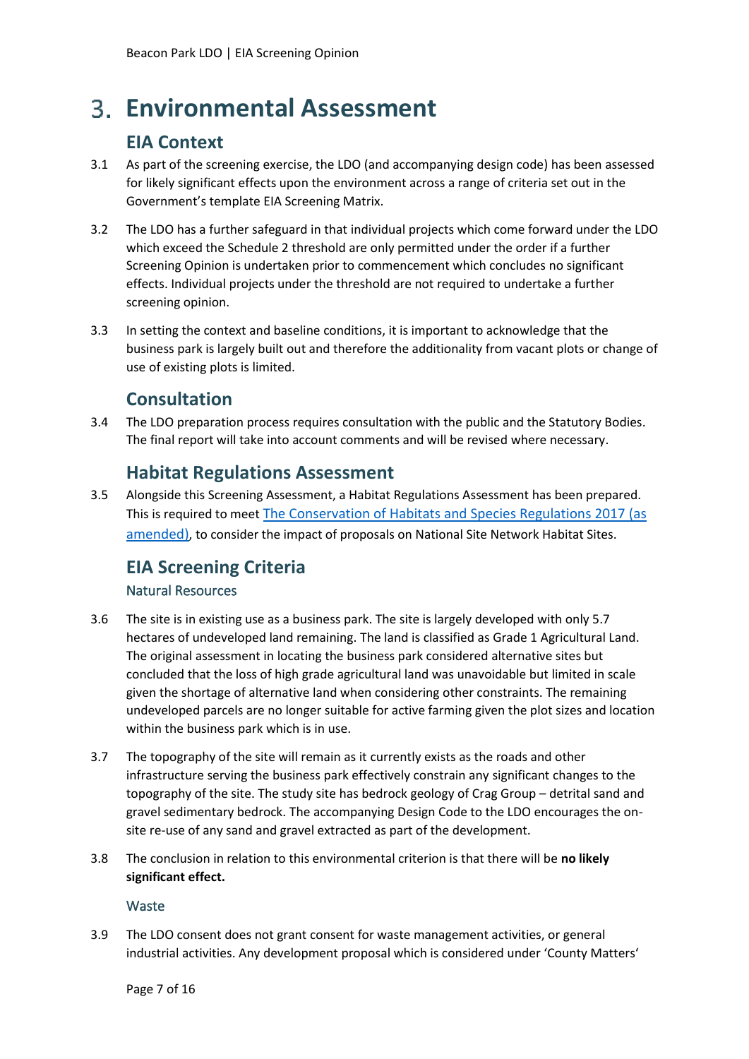# 3. Environmental Assessment

## EIA Context

3.1 As part of the screening exercise, the LDO (and accompanying design code) has been assessed for likely significant effects upon the environment across a range of criteria set out in the Government's template EIA Screening Matrix.

3.2 The LDO has a further safeguard in that individual projects which come forward under the LDO which exceed the Schedule 2 threshold are only permitted under the order if a further Screening Opinion is undertaken prior to commencement which concludes no significant effects. Individual projects under the threshold are not required to undertake a further screening opinion.

3.3 In setting the context and baseline conditions, it is important to acknowledge that the business park is largely built out and therefore the additionality from vacant plots or change of use of existing plots is limited.

## Consultation

3.4 The LDO preparation process requires consultation with the public and the Statutory Bodies. The final report will take into account comments and will be revised where necessary.

## Habitat Regulations Assessment

3.5 Alongside this Screening Assessment, a Habitat Regulations Assessment has been prepared. This is required to meet The Conservation of Habitats and Species Regulations 2017 (as amended), to consider the impact of proposals on National Site Network Habitat Sites.

## EIA Screening Criteria

### Natural Resources

3.6 The site is in existing use as a business park. The site is largely developed with only 5.7 hectares of undeveloped land remaining. The land is classified as Grade 1 Agricultural Land. The original assessment in locating the business park considered alternative sites but concluded that the loss of high grade agricultural land was unavoidable but limited in scale given the shortage of alternative land when considering other constraints. The remaining undeveloped parcels are no longer suitable for active farming given the plot sizes and location within the business park which is in use.

3.7 The topography of the site will remain as it currently exists as the roads and other infrastructure serving the business park effectively constrain any significant changes to the topography of the site. The study site has bedrock geology of Crag Group – detrital sand and gravel sedimentary bedrock. The accompanying Design Code to the LDO encourages the on-site re-use of any sand and gravel extracted as part of the development.

3.8 The conclusion in relation to this environmental criterion is that there will be **no likely significant effect.**

### Waste

3.9 The LDO consent does not grant consent for waste management activities, or general industrial activities. Any development proposal which is considered under 'County Matters'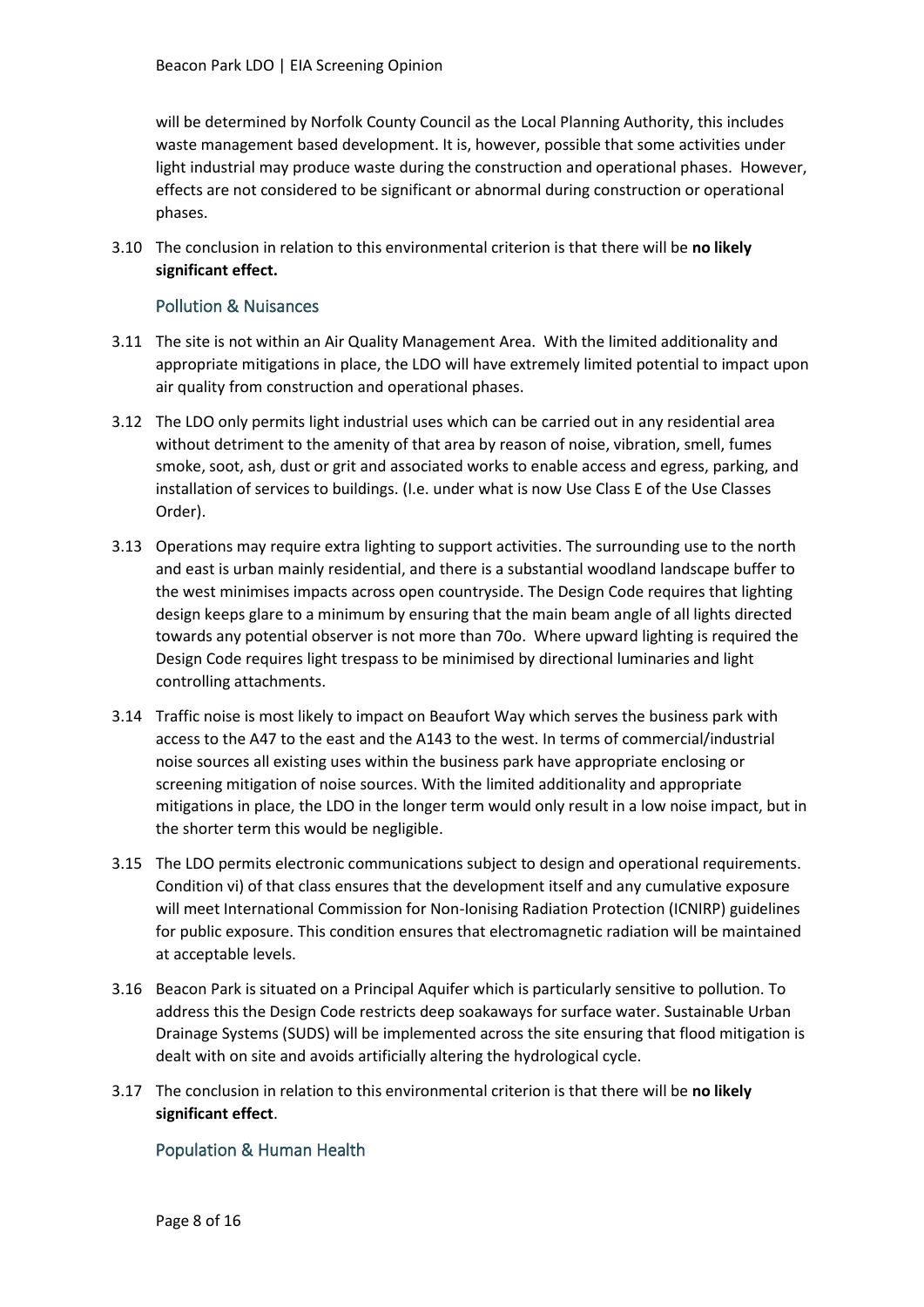will be determined by Norfolk County Council as the Local Planning Authority, this includes waste management based development. It is, however, possible that some activities under light industrial may produce waste during the construction and operational phases. However, effects are not considered to be significant or abnormal during construction or operational phases.

3.10 The conclusion in relation to this environmental criterion is that there will be **no likely significant effect.**

### Pollution & Nuisances

3.11 The site is not within an Air Quality Management Area. With the limited additionality and appropriate mitigations in place, the LDO will have extremely limited potential to impact upon air quality from construction and operational phases.

3.12 The LDO only permits light industrial uses which can be carried out in any residential area without detriment to the amenity of that area by reason of noise, vibration, smell, fumes smoke, soot, ash, dust or grit and associated works to enable access and egress, parking, and installation of services to buildings. (I.e. under what is now Use Class E of the Use Classes Order).

3.13 Operations may require extra lighting to support activities. The surrounding use to the north and east is urban mainly residential, and there is a substantial woodland landscape buffer to the west minimises impacts across open countryside. The Design Code requires that lighting design keeps glare to a minimum by ensuring that the main beam angle of all lights directed towards any potential observer is not more than 70o. Where upward lighting is required the Design Code requires light trespass to be minimised by directional luminaries and light controlling attachments.

3.14 Traffic noise is most likely to impact on Beaufort Way which serves the business park with access to the A47 to the east and the A143 to the west. In terms of commercial/industrial noise sources all existing uses within the business park have appropriate enclosing or screening mitigation of noise sources. With the limited additionality and appropriate mitigations in place, the LDO in the longer term would only result in a low noise impact, but in the shorter term this would be negligible.

3.15 The LDO permits electronic communications subject to design and operational requirements. Condition vi) of that class ensures that the development itself and any cumulative exposure will meet International Commission for Non-Ionising Radiation Protection (ICNIRP) guidelines for public exposure. This condition ensures that electromagnetic radiation will be maintained at acceptable levels.

3.16 Beacon Park is situated on a Principal Aquifer which is particularly sensitive to pollution. To address this the Design Code restricts deep soakaways for surface water. Sustainable Urban Drainage Systems (SUDS) will be implemented across the site ensuring that flood mitigation is dealt with on site and avoids artificially altering the hydrological cycle.

3.17 The conclusion in relation to this environmental criterion is that there will be **no likely significant effect**.

### Population & Human Health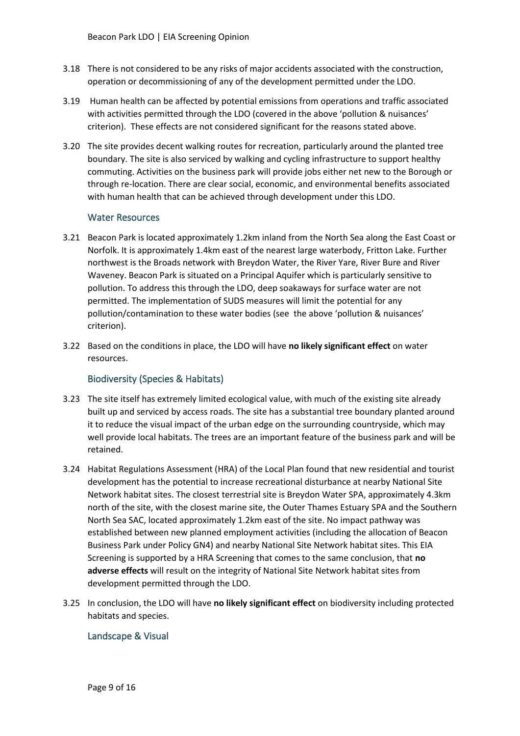3.18 There is not considered to be any risks of major accidents associated with the construction, operation or decommissioning of any of the development permitted under the LDO.

3.19 Human health can be affected by potential emissions from operations and traffic associated with activities permitted through the LDO (covered in the above 'pollution & nuisances' criterion). These effects are not considered significant for the reasons stated above.

3.20 The site provides decent walking routes for recreation, particularly around the planted tree boundary. The site is also serviced by walking and cycling infrastructure to support healthy commuting. Activities on the business park will provide jobs either net new to the Borough or through re-location. There are clear social, economic, and environmental benefits associated with human health that can be achieved through development under this LDO.

### Water Resources

3.21 Beacon Park is located approximately 1.2km inland from the North Sea along the East Coast or Norfolk. It is approximately 1.4km east of the nearest large waterbody, Fritton Lake. Further northwest is the Broads network with Breydon Water, the River Yare, River Bure and River Waveney. Beacon Park is situated on a Principal Aquifer which is particularly sensitive to pollution. To address this through the LDO, deep soakaways for surface water are not permitted. The implementation of SUDS measures will limit the potential for any pollution/contamination to these water bodies (see the above 'pollution & nuisances' criterion).

3.22 Based on the conditions in place, the LDO will have **no likely significant effect** on water resources.

### Biodiversity (Species & Habitats)

3.23 The site itself has extremely limited ecological value, with much of the existing site already built up and serviced by access roads. The site has a substantial tree boundary planted around it to reduce the visual impact of the urban edge on the surrounding countryside, which may well provide local habitats. The trees are an important feature of the business park and will be retained.

3.24 Habitat Regulations Assessment (HRA) of the Local Plan found that new residential and tourist development has the potential to increase recreational disturbance at nearby National Site Network habitat sites. The closest terrestrial site is Breydon Water SPA, approximately 4.3km north of the site, with the closest marine site, the Outer Thames Estuary SPA and the Southern North Sea SAC, located approximately 1.2km east of the site. No impact pathway was established between new planned employment activities (including the allocation of Beacon Business Park under Policy GN4) and nearby National Site Network habitat sites. This EIA Screening is supported by a HRA Screening that comes to the same conclusion, that **no adverse effects** will result on the integrity of National Site Network habitat sites from development permitted through the LDO.

3.25 In conclusion, the LDO will have **no likely significant effect** on biodiversity including protected habitats and species.

### Landscape & Visual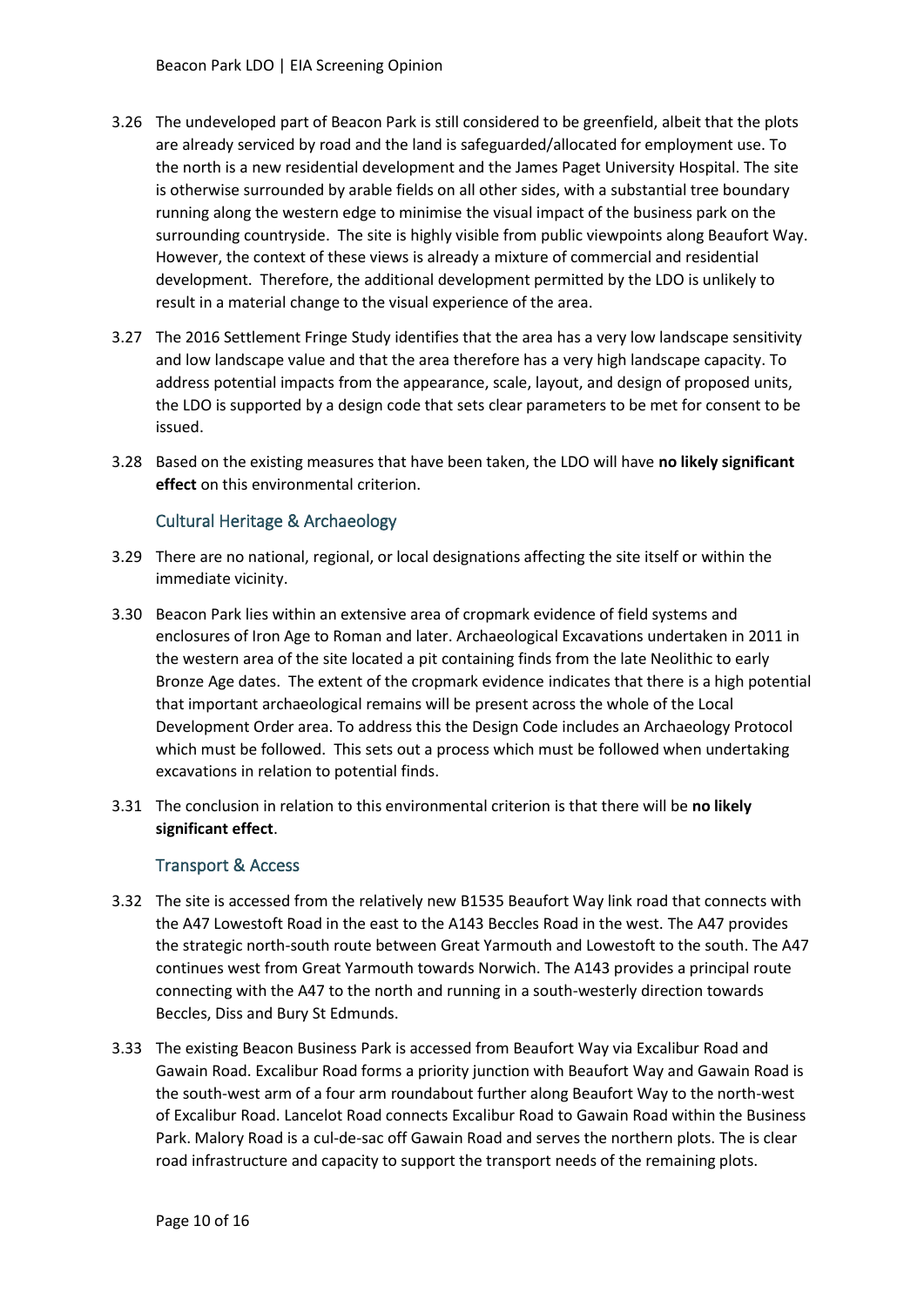3.26 The undeveloped part of Beacon Park is still considered to be greenfield, albeit that the plots are already serviced by road and the land is safeguarded/allocated for employment use. To the north is a new residential development and the James Paget University Hospital. The site is otherwise surrounded by arable fields on all other sides, with a substantial tree boundary running along the western edge to minimise the visual impact of the business park on the surrounding countryside. The site is highly visible from public viewpoints along Beaufort Way. However, the context of these views is already a mixture of commercial and residential development. Therefore, the additional development permitted by the LDO is unlikely to result in a material change to the visual experience of the area.

3.27 The 2016 Settlement Fringe Study identifies that the area has a very low landscape sensitivity and low landscape value and that the area therefore has a very high landscape capacity. To address potential impacts from the appearance, scale, layout, and design of proposed units, the LDO is supported by a design code that sets clear parameters to be met for consent to be issued.

3.28 Based on the existing measures that have been taken, the LDO will have **no likely significant effect** on this environmental criterion.

### Cultural Heritage & Archaeology

3.29 There are no national, regional, or local designations affecting the site itself or within the immediate vicinity.

3.30 Beacon Park lies within an extensive area of cropmark evidence of field systems and enclosures of Iron Age to Roman and later. Archaeological Excavations undertaken in 2011 in the western area of the site located a pit containing finds from the late Neolithic to early Bronze Age dates. The extent of the cropmark evidence indicates that there is a high potential that important archaeological remains will be present across the whole of the Local Development Order area. To address this the Design Code includes an Archaeology Protocol which must be followed. This sets out a process which must be followed when undertaking excavations in relation to potential finds.

3.31 The conclusion in relation to this environmental criterion is that there will be **no likely significant effect**.

### Transport & Access

3.32 The site is accessed from the relatively new B1535 Beaufort Way link road that connects with the A47 Lowestoft Road in the east to the A143 Beccles Road in the west. The A47 provides the strategic north-south route between Great Yarmouth and Lowestoft to the south. The A47 continues west from Great Yarmouth towards Norwich. The A143 provides a principal route connecting with the A47 to the north and running in a south-westerly direction towards Beccles, Diss and Bury St Edmunds.

3.33 The existing Beacon Business Park is accessed from Beaufort Way via Excalibur Road and Gawain Road. Excalibur Road forms a priority junction with Beaufort Way and Gawain Road is the south-west arm of a four arm roundabout further along Beaufort Way to the north-west of Excalibur Road. Lancelot Road connects Excalibur Road to Gawain Road within the Business Park. Malory Road is a cul-de-sac off Gawain Road and serves the northern plots. The is clear road infrastructure and capacity to support the transport needs of the remaining plots.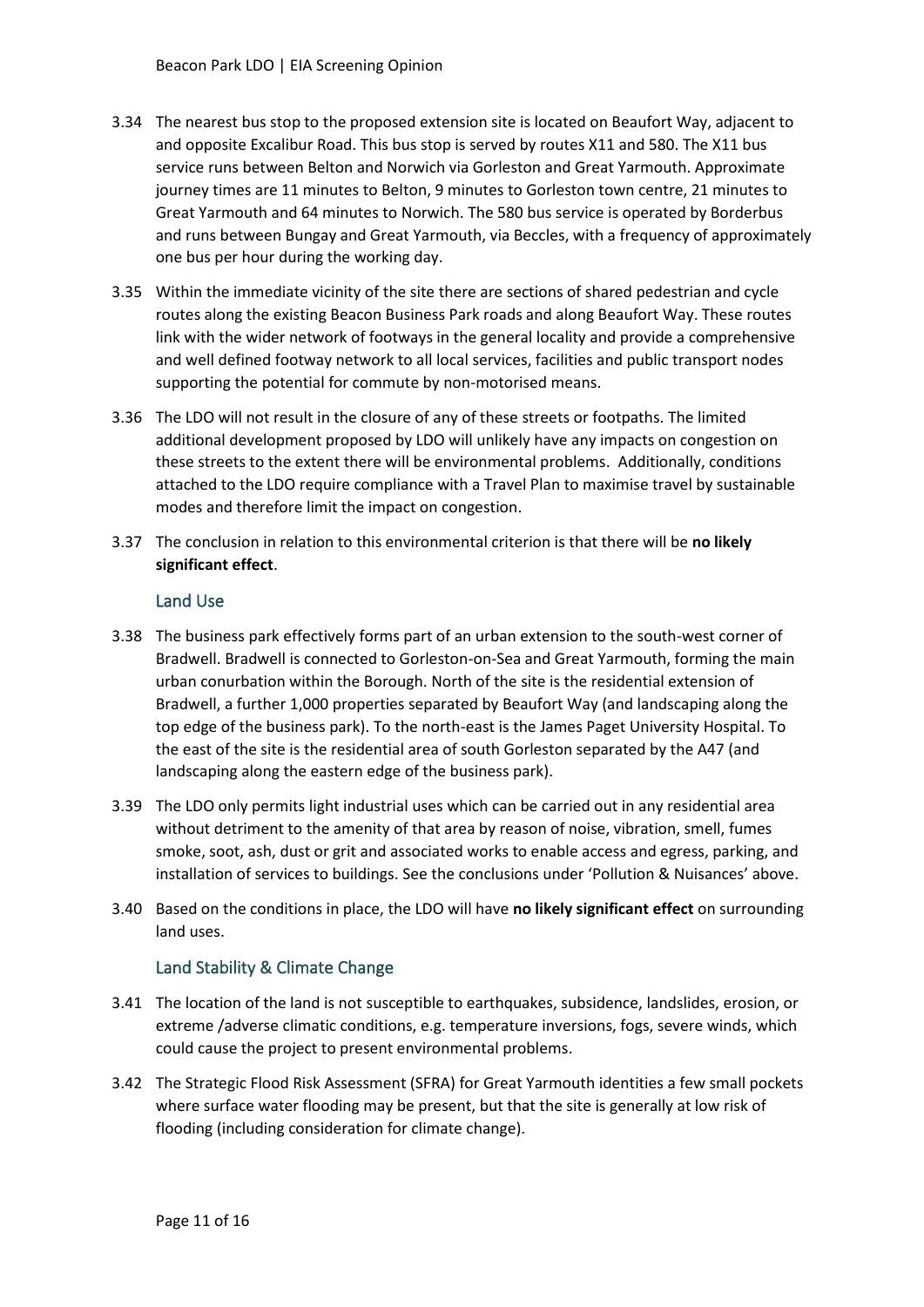3.34 The nearest bus stop to the proposed extension site is located on Beaufort Way, adjacent to and opposite Excalibur Road. This bus stop is served by routes X11 and 580. The X11 bus service runs between Belton and Norwich via Gorleston and Great Yarmouth. Approximate journey times are 11 minutes to Belton, 9 minutes to Gorleston town centre, 21 minutes to Great Yarmouth and 64 minutes to Norwich. The 580 bus service is operated by Borderbus and runs between Bungay and Great Yarmouth, via Beccles, with a frequency of approximately one bus per hour during the working day.

3.35 Within the immediate vicinity of the site there are sections of shared pedestrian and cycle routes along the existing Beacon Business Park roads and along Beaufort Way. These routes link with the wider network of footways in the general locality and provide a comprehensive and well defined footway network to all local services, facilities and public transport nodes supporting the potential for commute by non-motorised means.

3.36 The LDO will not result in the closure of any of these streets or footpaths. The limited additional development proposed by LDO will unlikely have any impacts on congestion on these streets to the extent there will be environmental problems. Additionally, conditions attached to the LDO require compliance with a Travel Plan to maximise travel by sustainable modes and therefore limit the impact on congestion.

3.37 The conclusion in relation to this environmental criterion is that there will be **no likely significant effect**.

### Land Use

3.38 The business park effectively forms part of an urban extension to the south-west corner of Bradwell. Bradwell is connected to Gorleston-on-Sea and Great Yarmouth, forming the main urban conurbation within the Borough. North of the site is the residential extension of Bradwell, a further 1,000 properties separated by Beaufort Way (and landscaping along the top edge of the business park). To the north-east is the James Paget University Hospital. To the east of the site is the residential area of south Gorleston separated by the A47 (and landscaping along the eastern edge of the business park).

3.39 The LDO only permits light industrial uses which can be carried out in any residential area without detriment to the amenity of that area by reason of noise, vibration, smell, fumes smoke, soot, ash, dust or grit and associated works to enable access and egress, parking, and installation of services to buildings. See the conclusions under 'Pollution & Nuisances' above.

3.40 Based on the conditions in place, the LDO will have **no likely significant effect** on surrounding land uses.

### Land Stability & Climate Change

3.41 The location of the land is not susceptible to earthquakes, subsidence, landslides, erosion, or extreme /adverse climatic conditions, e.g. temperature inversions, fogs, severe winds, which could cause the project to present environmental problems.

3.42 The Strategic Flood Risk Assessment (SFRA) for Great Yarmouth identities a few small pockets where surface water flooding may be present, but that the site is generally at low risk of flooding (including consideration for climate change).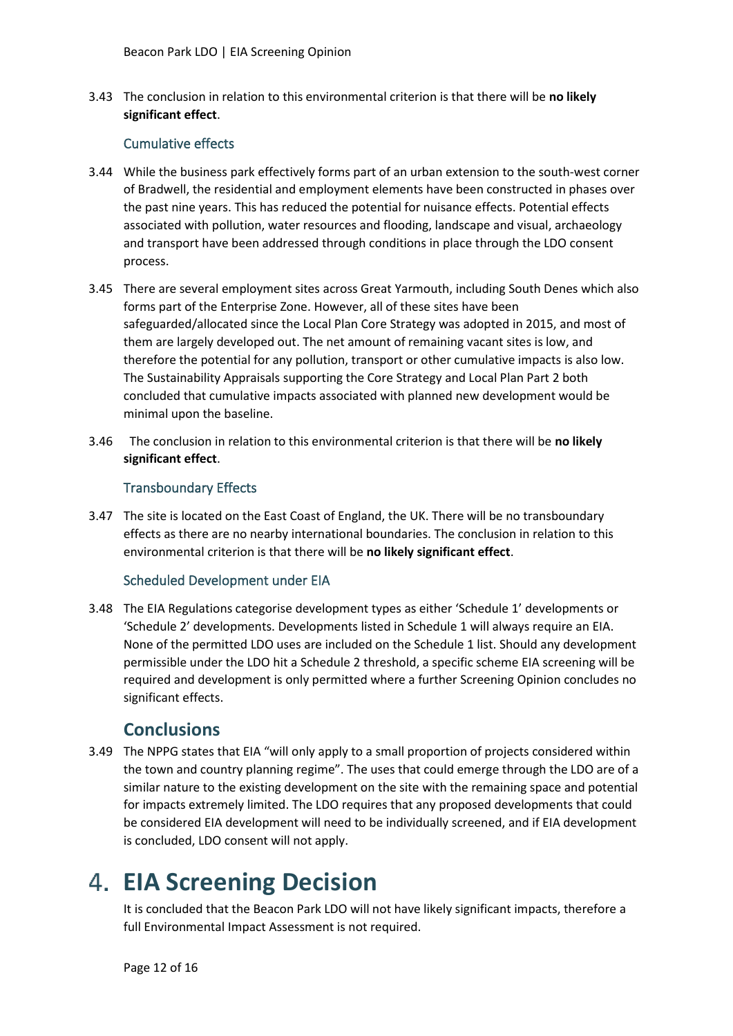3.43 The conclusion in relation to this environmental criterion is that there will be **no likely significant effect**.

### Cumulative effects

3.44 While the business park effectively forms part of an urban extension to the south-west corner of Bradwell, the residential and employment elements have been constructed in phases over the past nine years. This has reduced the potential for nuisance effects. Potential effects associated with pollution, water resources and flooding, landscape and visual, archaeology and transport have been addressed through conditions in place through the LDO consent process.

3.45 There are several employment sites across Great Yarmouth, including South Denes which also forms part of the Enterprise Zone. However, all of these sites have been safeguarded/allocated since the Local Plan Core Strategy was adopted in 2015, and most of them are largely developed out. The net amount of remaining vacant sites is low, and therefore the potential for any pollution, transport or other cumulative impacts is also low. The Sustainability Appraisals supporting the Core Strategy and Local Plan Part 2 both concluded that cumulative impacts associated with planned new development would be minimal upon the baseline.

3.46 The conclusion in relation to this environmental criterion is that there will be **no likely significant effect**.

### Transboundary Effects

3.47 The site is located on the East Coast of England, the UK. There will be no transboundary effects as there are no nearby international boundaries. The conclusion in relation to this environmental criterion is that there will be **no likely significant effect**.

### Scheduled Development under EIA

3.48 The EIA Regulations categorise development types as either 'Schedule 1' developments or 'Schedule 2' developments. Developments listed in Schedule 1 will always require an EIA. None of the permitted LDO uses are included on the Schedule 1 list. Should any development permissible under the LDO hit a Schedule 2 threshold, a specific scheme EIA screening will be required and development is only permitted where a further Screening Opinion concludes no significant effects.

## Conclusions

3.49 The NPPG states that EIA "will only apply to a small proportion of projects considered within the town and country planning regime". The uses that could emerge through the LDO are of a similar nature to the existing development on the site with the remaining space and potential for impacts extremely limited. The LDO requires that any proposed developments that could be considered EIA development will need to be individually screened, and if EIA development is concluded, LDO consent will not apply.

# 4. EIA Screening Decision

It is concluded that the Beacon Park LDO will not have likely significant impacts, therefore a full Environmental Impact Assessment is not required.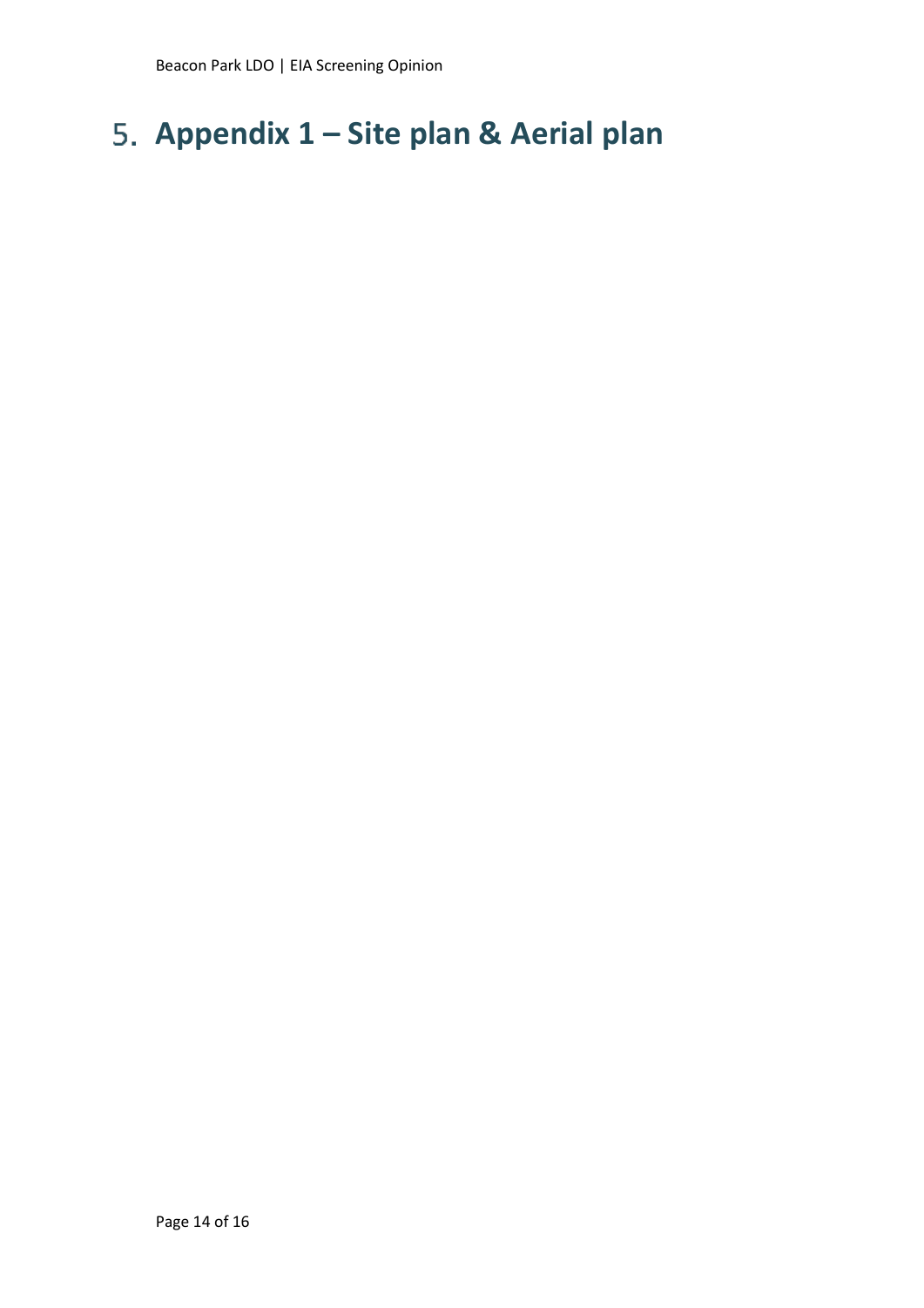# 5. Appendix 1 – Site plan & Aerial plan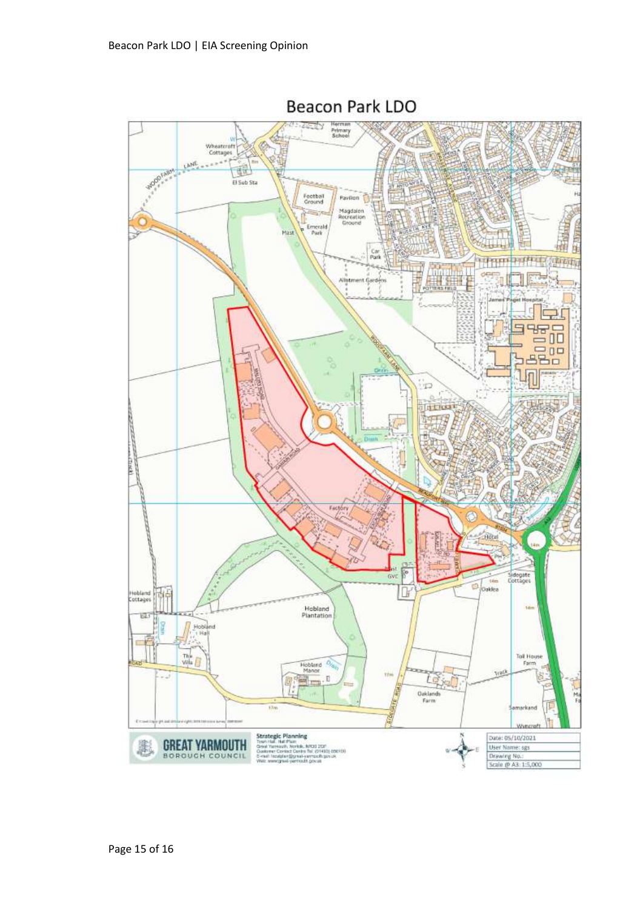# Beacon Park LDO

**Strategic Planning**
Town Hall, Hall Plain
Great Yarmouth, Norfolk, NR30 2QF
Customer Contact Centre Tel. (01493) 856100
E-mail: localplan@great-yarmouth.gov.uk
Web: www.great-yarmouth.gov.uk

GREAT YARMOUTH BOROUGH COUNCIL

| |
|---|
| Date: 05/10/2021 |
| User Name: sgs |
| Drawing No.: |
| Scale @ A3: 1:5,000 |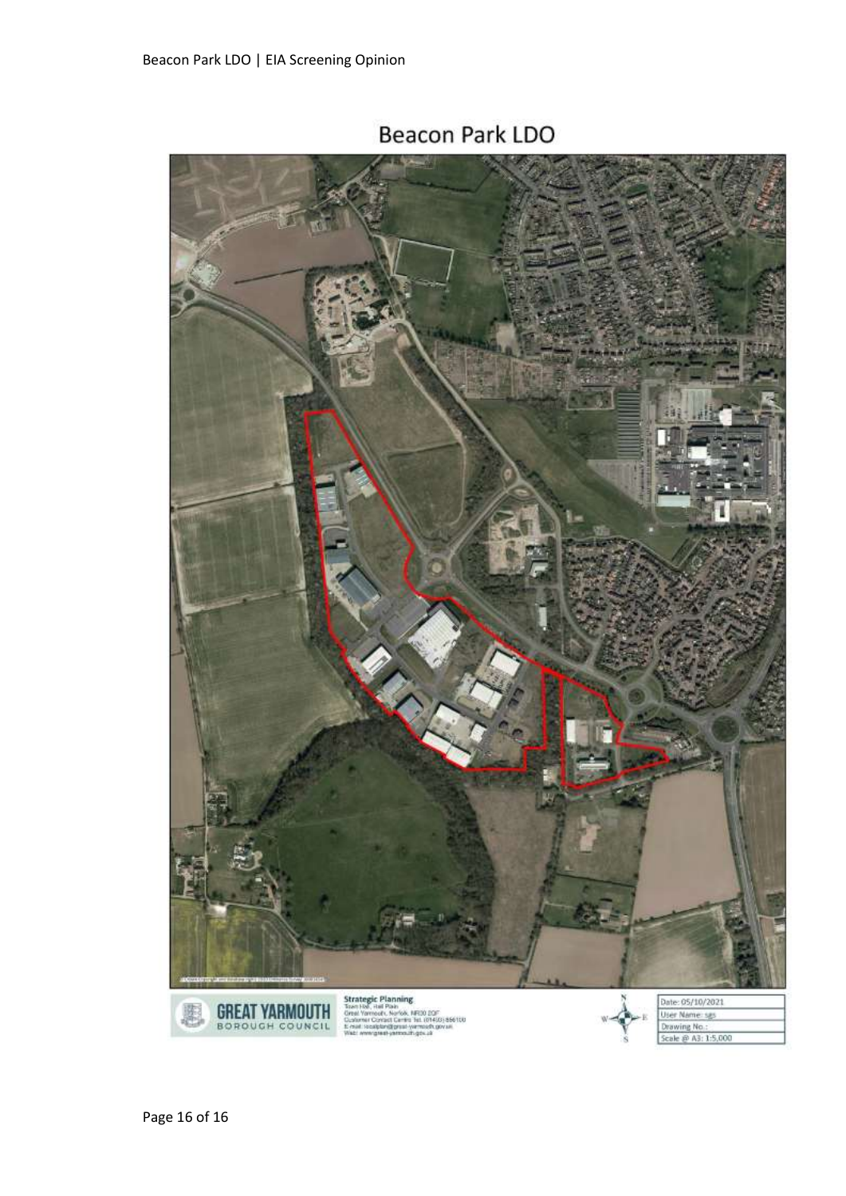# Beacon Park LDO

**GREAT YARMOUTH** BOROUGH COUNCIL

**Strategic Planning**
Town Hall, Hall Plain
Great Yarmouth, Norfolk, NR30 2QF
Customer Contact Centre Tel: (01493) 856100
E-mail: localplan@great-yarmouth.gov.uk
Web: www.great-yarmouth.gov.uk

| | |
|---|---|
| Date: 05/10/2021 | |
| User Name: sgs | |
| Drawing No.: | |
| Scale @ A3: 1:5,000 | |